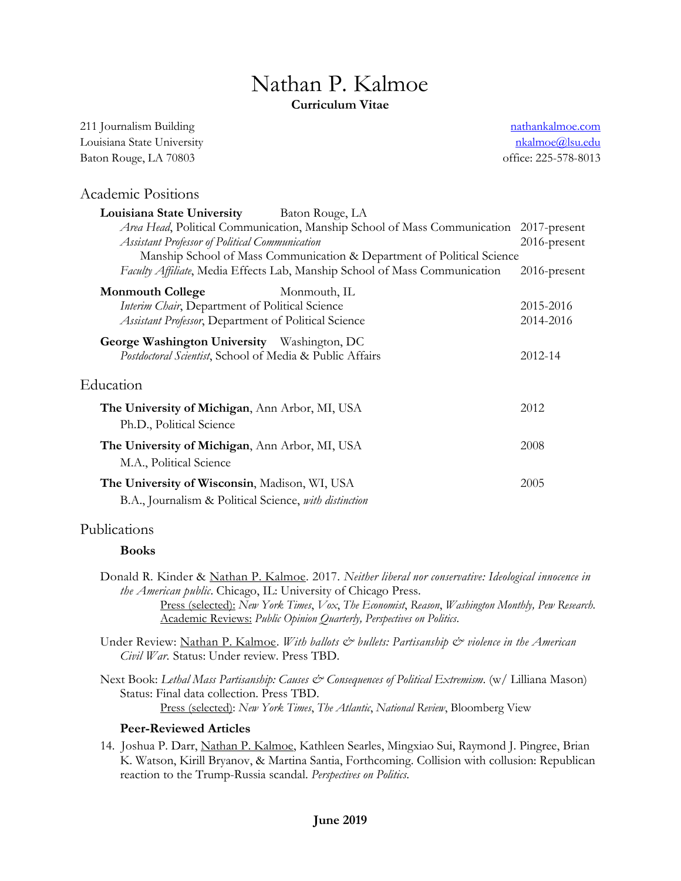# Nathan P. Kalmoe

**Curriculum Vitae**

211 Journalism Building
Louisiana State University
Baton Rouge, LA 70803

nathankalmoe.com
nkalmoe@lsu.edu
office: 225-578-8013

## Academic Positions

**Louisiana State University** Baton Rouge, LA

*Area Head*, Political Communication, Manship School of Mass Communication 2017-present

*Assistant Professor of Political Communication* 2016-present

Manship School of Mass Communication & Department of Political Science

*Faculty Affiliate*, Media Effects Lab, Manship School of Mass Communication 2016-present

**Monmouth College** Monmouth, IL

*Interim Chair*, Department of Political Science 2015-2016

*Assistant Professor*, Department of Political Science 2014-2016

**George Washington University** Washington, DC

*Postdoctoral Scientist*, School of Media & Public Affairs 2012-14

## Education

**The University of Michigan**, Ann Arbor, MI, USA 2012
Ph.D., Political Science

**The University of Michigan**, Ann Arbor, MI, USA 2008
M.A., Political Science

**The University of Wisconsin**, Madison, WI, USA 2005
B.A., Journalism & Political Science, *with distinction*

## Publications

### Books

Donald R. Kinder & Nathan P. Kalmoe. 2017. *Neither liberal nor conservative: Ideological innocence in the American public*. Chicago, IL: University of Chicago Press.
Press (selected): *New York Times*, *Vox*, *The Economist*, *Reason*, *Washington Monthly, Pew Research.*
Academic Reviews: *Public Opinion Quarterly, Perspectives on Politics*.

Under Review: Nathan P. Kalmoe. *With ballots & bullets: Partisanship & violence in the American Civil War*. Status: Under review. Press TBD.

Next Book: *Lethal Mass Partisanship: Causes & Consequences of Political Extremism*. (w/ Lilliana Mason) Status: Final data collection. Press TBD.
Press (selected): *New York Times*, *The Atlantic*, *National Review*, Bloomberg View

### Peer-Reviewed Articles

14. Joshua P. Darr, Nathan P. Kalmoe, Kathleen Searles, Mingxiao Sui, Raymond J. Pingree, Brian K. Watson, Kirill Bryanov, & Martina Santia, Forthcoming. Collision with collusion: Republican reaction to the Trump-Russia scandal. *Perspectives on Politics*.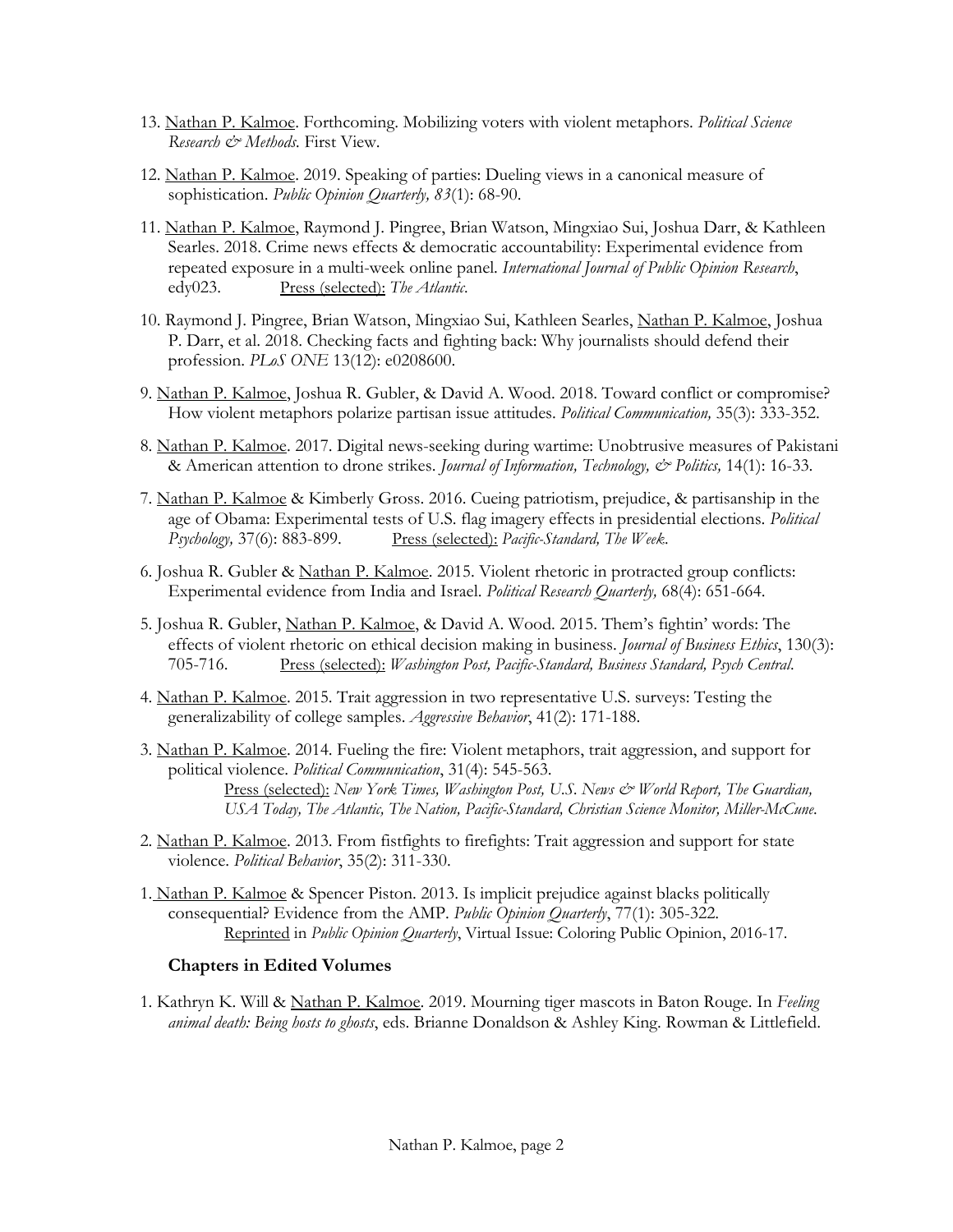13. Nathan P. Kalmoe. Forthcoming. Mobilizing voters with violent metaphors. *Political Science Research & Methods.* First View.

12. Nathan P. Kalmoe. 2019. Speaking of parties: Dueling views in a canonical measure of sophistication. *Public Opinion Quarterly, 83*(1): 68-90.

11. Nathan P. Kalmoe, Raymond J. Pingree, Brian Watson, Mingxiao Sui, Joshua Darr, & Kathleen Searles. 2018. Crime news effects & democratic accountability: Experimental evidence from repeated exposure in a multi-week online panel. *International Journal of Public Opinion Research*, edy023. Press (selected): *The Atlantic.*

10. Raymond J. Pingree, Brian Watson, Mingxiao Sui, Kathleen Searles, Nathan P. Kalmoe, Joshua P. Darr, et al. 2018. Checking facts and fighting back: Why journalists should defend their profession. *PLoS ONE* 13(12): e0208600.

9. Nathan P. Kalmoe, Joshua R. Gubler, & David A. Wood. 2018. Toward conflict or compromise? How violent metaphors polarize partisan issue attitudes. *Political Communication,* 35(3): 333-352.

8. Nathan P. Kalmoe. 2017. Digital news-seeking during wartime: Unobtrusive measures of Pakistani & American attention to drone strikes. *Journal of Information, Technology, & Politics,* 14(1): 16-33.

7. Nathan P. Kalmoe & Kimberly Gross. 2016. Cueing patriotism, prejudice, & partisanship in the age of Obama: Experimental tests of U.S. flag imagery effects in presidential elections. *Political Psychology,* 37(6): 883-899. Press (selected): *Pacific-Standard, The Week.*

6. Joshua R. Gubler & Nathan P. Kalmoe. 2015. Violent rhetoric in protracted group conflicts: Experimental evidence from India and Israel. *Political Research Quarterly,* 68(4): 651-664.

5. Joshua R. Gubler, Nathan P. Kalmoe, & David A. Wood. 2015. Them's fightin' words: The effects of violent rhetoric on ethical decision making in business. *Journal of Business Ethics*, 130(3): 705-716. Press (selected): *Washington Post, Pacific-Standard, Business Standard, Psych Central.*

4. Nathan P. Kalmoe. 2015. Trait aggression in two representative U.S. surveys: Testing the generalizability of college samples. *Aggressive Behavior*, 41(2): 171-188.

3. Nathan P. Kalmoe. 2014. Fueling the fire: Violent metaphors, trait aggression, and support for political violence. *Political Communication*, 31(4): 545-563.
   Press (selected): *New York Times, Washington Post, U.S. News & World Report, The Guardian, USA Today, The Atlantic, The Nation, Pacific-Standard, Christian Science Monitor, Miller-McCune.*

2. Nathan P. Kalmoe. 2013. From fistfights to firefights: Trait aggression and support for state violence. *Political Behavior*, 35(2): 311-330.

1. Nathan P. Kalmoe & Spencer Piston. 2013. Is implicit prejudice against blacks politically consequential? Evidence from the AMP. *Public Opinion Quarterly*, 77(1): 305-322.
   Reprinted in *Public Opinion Quarterly*, Virtual Issue: Coloring Public Opinion, 2016-17.

### Chapters in Edited Volumes

1. Kathryn K. Will & Nathan P. Kalmoe. 2019. Mourning tiger mascots in Baton Rouge. In *Feeling animal death: Being hosts to ghosts*, eds. Brianne Donaldson & Ashley King. Rowman & Littlefield.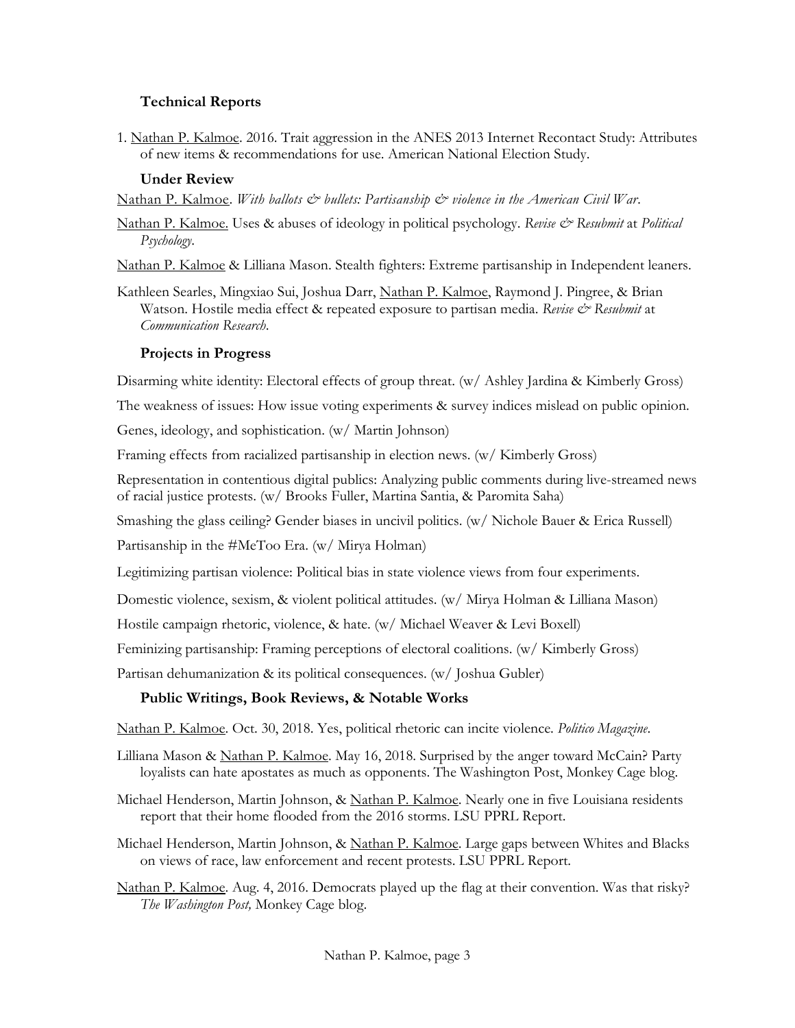### **Technical Reports**

1. Nathan P. Kalmoe. 2016. Trait aggression in the ANES 2013 Internet Recontact Study: Attributes of new items & recommendations for use. American National Election Study.

### **Under Review**

Nathan P. Kalmoe. *With ballots & bullets: Partisanship & violence in the American Civil War*.

Nathan P. Kalmoe. Uses & abuses of ideology in political psychology. *Revise & Resubmit* at *Political Psychology*.

Nathan P. Kalmoe & Lilliana Mason. Stealth fighters: Extreme partisanship in Independent leaners.

Kathleen Searles, Mingxiao Sui, Joshua Darr, Nathan P. Kalmoe, Raymond J. Pingree, & Brian Watson. Hostile media effect & repeated exposure to partisan media. *Revise & Resubmit* at *Communication Research*.

### **Projects in Progress**

Disarming white identity: Electoral effects of group threat. (w/ Ashley Jardina & Kimberly Gross)

The weakness of issues: How issue voting experiments & survey indices mislead on public opinion.

Genes, ideology, and sophistication. (w/ Martin Johnson)

Framing effects from racialized partisanship in election news. (w/ Kimberly Gross)

Representation in contentious digital publics: Analyzing public comments during live-streamed news of racial justice protests. (w/ Brooks Fuller, Martina Santia, & Paromita Saha)

Smashing the glass ceiling? Gender biases in uncivil politics. (w/ Nichole Bauer & Erica Russell)

Partisanship in the #MeToo Era. (w/ Mirya Holman)

Legitimizing partisan violence: Political bias in state violence views from four experiments.

Domestic violence, sexism, & violent political attitudes. (w/ Mirya Holman & Lilliana Mason)

Hostile campaign rhetoric, violence, & hate. (w/ Michael Weaver & Levi Boxell)

Feminizing partisanship: Framing perceptions of electoral coalitions. (w/ Kimberly Gross)

Partisan dehumanization & its political consequences. (w/ Joshua Gubler)

### **Public Writings, Book Reviews, & Notable Works**

Nathan P. Kalmoe. Oct. 30, 2018. Yes, political rhetoric can incite violence. *Politico Magazine*.

Lilliana Mason & Nathan P. Kalmoe. May 16, 2018. Surprised by the anger toward McCain? Party loyalists can hate apostates as much as opponents. The Washington Post, Monkey Cage blog.

Michael Henderson, Martin Johnson, & Nathan P. Kalmoe. Nearly one in five Louisiana residents report that their home flooded from the 2016 storms. LSU PPRL Report.

Michael Henderson, Martin Johnson, & Nathan P. Kalmoe. Large gaps between Whites and Blacks on views of race, law enforcement and recent protests. LSU PPRL Report.

Nathan P. Kalmoe. Aug. 4, 2016. Democrats played up the flag at their convention. Was that risky? *The Washington Post,* Monkey Cage blog.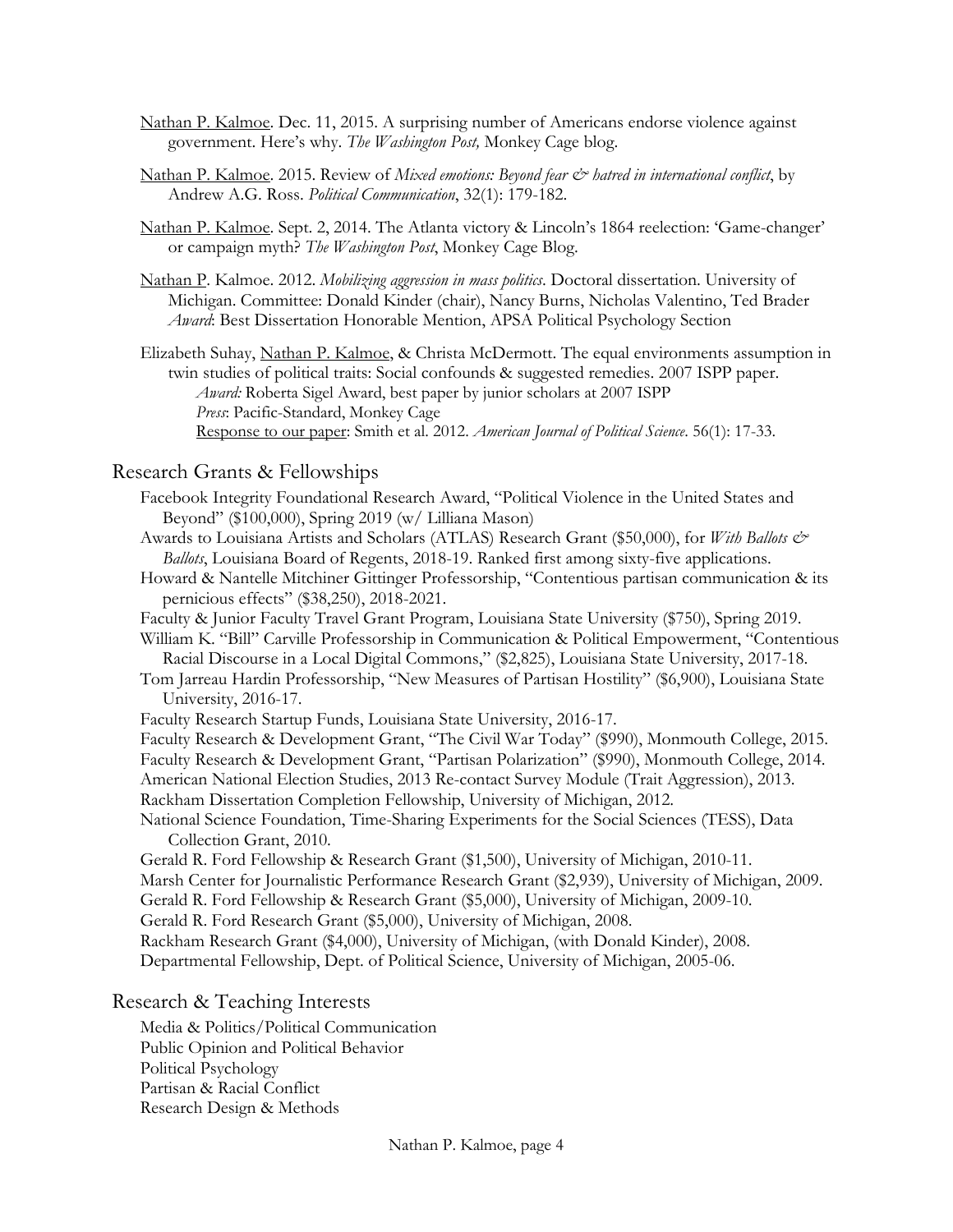Nathan P. Kalmoe. Dec. 11, 2015. A surprising number of Americans endorse violence against government. Here's why. *The Washington Post,* Monkey Cage blog.

Nathan P. Kalmoe. 2015. Review of *Mixed emotions: Beyond fear & hatred in international conflict*, by Andrew A.G. Ross. *Political Communication*, 32(1): 179-182.

Nathan P. Kalmoe. Sept. 2, 2014. The Atlanta victory & Lincoln's 1864 reelection: 'Game-changer' or campaign myth? *The Washington Post*, Monkey Cage Blog.

Nathan P. Kalmoe. 2012. *Mobilizing aggression in mass politics*. Doctoral dissertation. University of Michigan. Committee: Donald Kinder (chair), Nancy Burns, Nicholas Valentino, Ted Brader
*Award*: Best Dissertation Honorable Mention, APSA Political Psychology Section

Elizabeth Suhay, Nathan P. Kalmoe, & Christa McDermott. The equal environments assumption in twin studies of political traits: Social confounds & suggested remedies. 2007 ISPP paper.
*Award:* Roberta Sigel Award, best paper by junior scholars at 2007 ISPP
*Press*: Pacific-Standard, Monkey Cage
Response to our paper: Smith et al. 2012. *American Journal of Political Science*. 56(1): 17-33.

## Research Grants & Fellowships

Facebook Integrity Foundational Research Award, "Political Violence in the United States and Beyond" ($100,000), Spring 2019 (w/ Lilliana Mason)

Awards to Louisiana Artists and Scholars (ATLAS) Research Grant ($50,000), for *With Ballots & Ballots*, Louisiana Board of Regents, 2018-19. Ranked first among sixty-five applications.

Howard & Nantelle Mitchiner Gittinger Professorship, "Contentious partisan communication & its pernicious effects" ($38,250), 2018-2021.

Faculty & Junior Faculty Travel Grant Program, Louisiana State University ($750), Spring 2019.

William K. "Bill" Carville Professorship in Communication & Political Empowerment, "Contentious Racial Discourse in a Local Digital Commons," ($2,825), Louisiana State University, 2017-18.

Tom Jarreau Hardin Professorship, "New Measures of Partisan Hostility" ($6,900), Louisiana State University, 2016-17.

Faculty Research Startup Funds, Louisiana State University, 2016-17.

Faculty Research & Development Grant, "The Civil War Today" ($990), Monmouth College, 2015.

Faculty Research & Development Grant, "Partisan Polarization" ($990), Monmouth College, 2014.

American National Election Studies, 2013 Re-contact Survey Module (Trait Aggression), 2013.

Rackham Dissertation Completion Fellowship, University of Michigan, 2012.

National Science Foundation, Time-Sharing Experiments for the Social Sciences (TESS), Data Collection Grant, 2010.

Gerald R. Ford Fellowship & Research Grant ($1,500), University of Michigan, 2010-11.

Marsh Center for Journalistic Performance Research Grant ($2,939), University of Michigan, 2009.

Gerald R. Ford Fellowship & Research Grant ($5,000), University of Michigan, 2009-10.

Gerald R. Ford Research Grant ($5,000), University of Michigan, 2008.

Rackham Research Grant ($4,000), University of Michigan, (with Donald Kinder), 2008.

Departmental Fellowship, Dept. of Political Science, University of Michigan, 2005-06.

## Research & Teaching Interests

Media & Politics/Political Communication
Public Opinion and Political Behavior
Political Psychology
Partisan & Racial Conflict
Research Design & Methods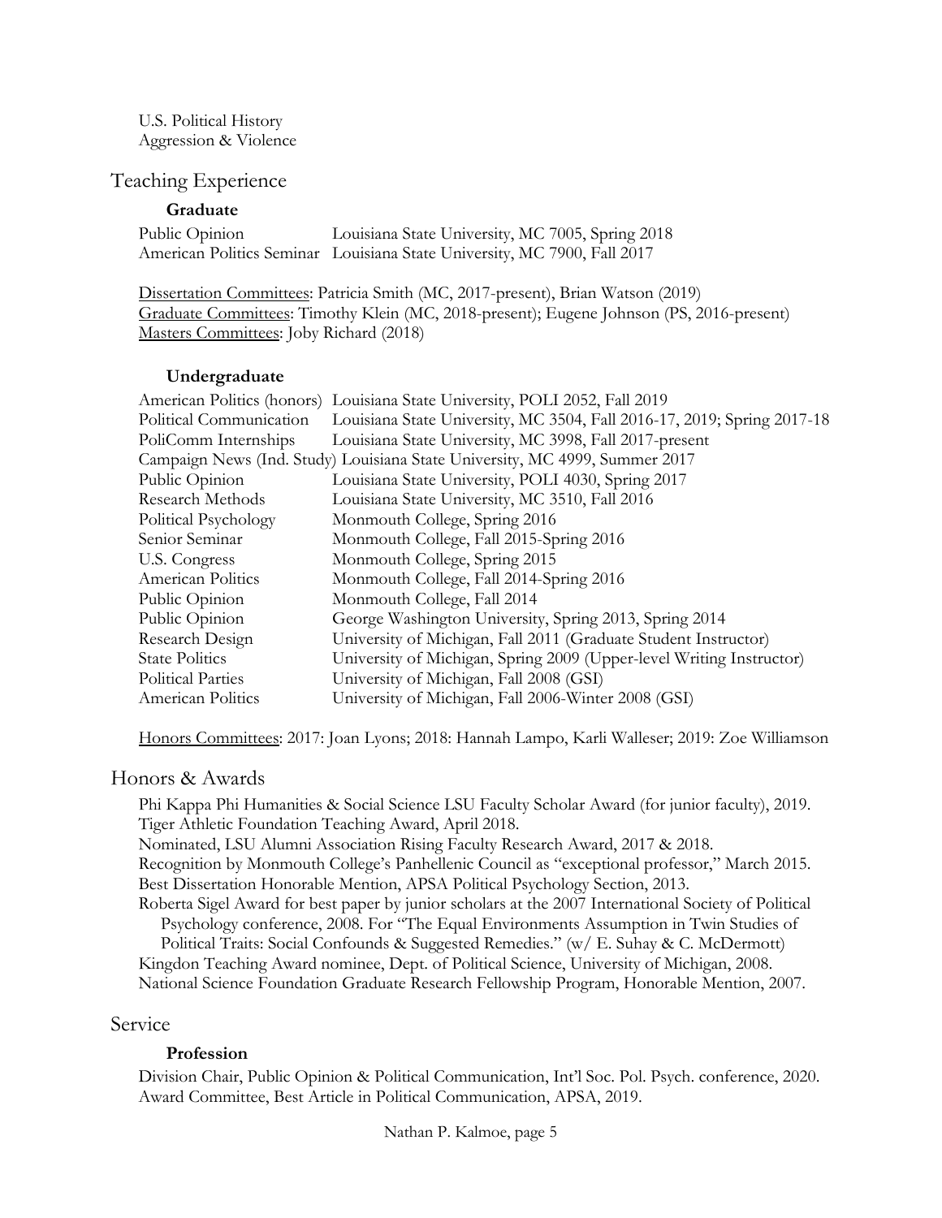U.S. Political History
Aggression & Violence

## Teaching Experience

### Graduate

| | |
|---|---|
| Public Opinion | Louisiana State University, MC 7005, Spring 2018 |
| American Politics Seminar | Louisiana State University, MC 7900, Fall 2017 |

<u>Dissertation Committees</u>: Patricia Smith (MC, 2017-present), Brian Watson (2019)
<u>Graduate Committees</u>: Timothy Klein (MC, 2018-present); Eugene Johnson (PS, 2016-present)
<u>Masters Committees</u>: Joby Richard (2018)

### Undergraduate

| | |
|---|---|
| American Politics (honors) | Louisiana State University, POLI 2052, Fall 2019 |
| Political Communication | Louisiana State University, MC 3504, Fall 2016-17, 2019; Spring 2017-18 |
| PoliComm Internships | Louisiana State University, MC 3998, Fall 2017-present |
| Campaign News (Ind. Study) | Louisiana State University, MC 4999, Summer 2017 |
| Public Opinion | Louisiana State University, POLI 4030, Spring 2017 |
| Research Methods | Louisiana State University, MC 3510, Fall 2016 |
| Political Psychology | Monmouth College, Spring 2016 |
| Senior Seminar | Monmouth College, Fall 2015-Spring 2016 |
| U.S. Congress | Monmouth College, Spring 2015 |
| American Politics | Monmouth College, Fall 2014-Spring 2016 |
| Public Opinion | Monmouth College, Fall 2014 |
| Public Opinion | George Washington University, Spring 2013, Spring 2014 |
| Research Design | University of Michigan, Fall 2011 (Graduate Student Instructor) |
| State Politics | University of Michigan, Spring 2009 (Upper-level Writing Instructor) |
| Political Parties | University of Michigan, Fall 2008 (GSI) |
| American Politics | University of Michigan, Fall 2006-Winter 2008 (GSI) |

<u>Honors Committees</u>: 2017: Joan Lyons; 2018: Hannah Lampo, Karli Walleser; 2019: Zoe Williamson

## Honors & Awards

Phi Kappa Phi Humanities & Social Science LSU Faculty Scholar Award (for junior faculty), 2019.
Tiger Athletic Foundation Teaching Award, April 2018.
Nominated, LSU Alumni Association Rising Faculty Research Award, 2017 & 2018.
Recognition by Monmouth College's Panhellenic Council as "exceptional professor," March 2015.
Best Dissertation Honorable Mention, APSA Political Psychology Section, 2013.
Roberta Sigel Award for best paper by junior scholars at the 2007 International Society of Political Psychology conference, 2008. For "The Equal Environments Assumption in Twin Studies of Political Traits: Social Confounds & Suggested Remedies." (w/ E. Suhay & C. McDermott)
Kingdon Teaching Award nominee, Dept. of Political Science, University of Michigan, 2008.
National Science Foundation Graduate Research Fellowship Program, Honorable Mention, 2007.

## Service

### Profession

Division Chair, Public Opinion & Political Communication, Int'l Soc. Pol. Psych. conference, 2020.
Award Committee, Best Article in Political Communication, APSA, 2019.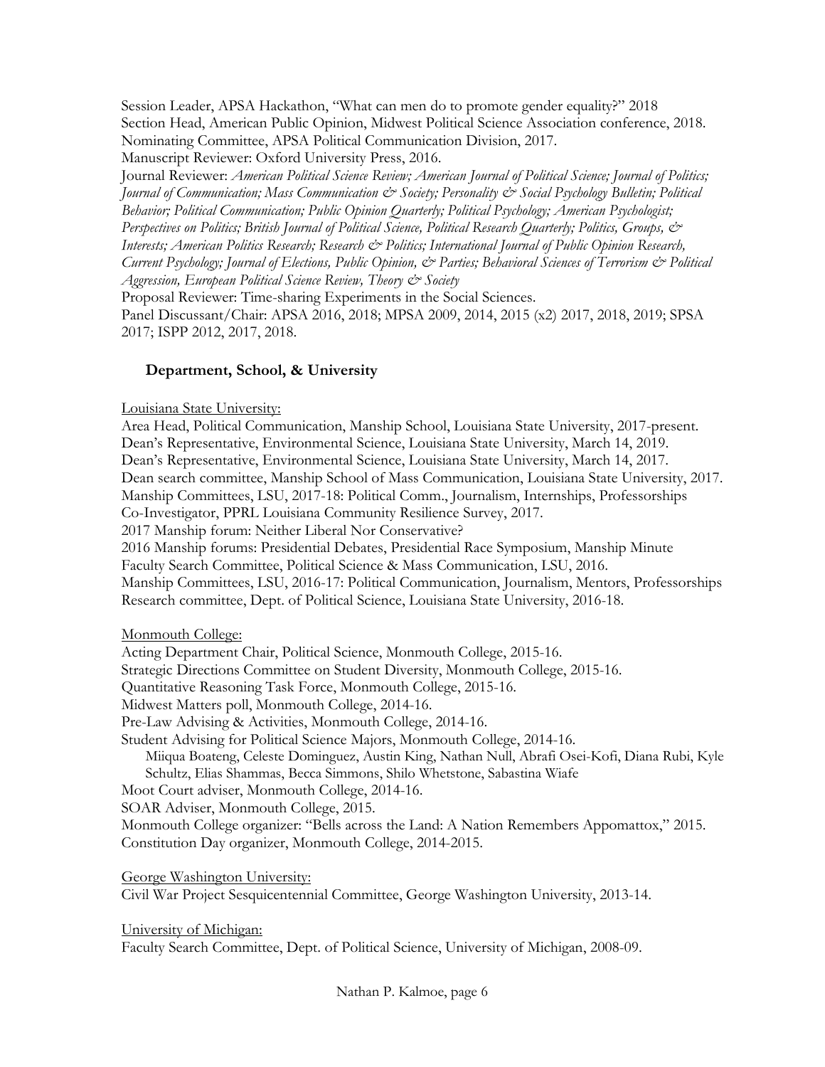Session Leader, APSA Hackathon, "What can men do to promote gender equality?" 2018
Section Head, American Public Opinion, Midwest Political Science Association conference, 2018.
Nominating Committee, APSA Political Communication Division, 2017.
Manuscript Reviewer: Oxford University Press, 2016.
Journal Reviewer: *American Political Science Review; American Journal of Political Science; Journal of Politics; Journal of Communication; Mass Communication & Society; Personality & Social Psychology Bulletin; Political Behavior; Political Communication; Public Opinion Quarterly; Political Psychology; American Psychologist; Perspectives on Politics; British Journal of Political Science, Political Research Quarterly; Politics, Groups, & Interests; American Politics Research; Research & Politics; International Journal of Public Opinion Research, Current Psychology; Journal of Elections, Public Opinion, & Parties; Behavioral Sciences of Terrorism & Political Aggression, European Political Science Review, Theory & Society*
Proposal Reviewer: Time-sharing Experiments in the Social Sciences.
Panel Discussant/Chair: APSA 2016, 2018; MPSA 2009, 2014, 2015 (x2) 2017, 2018, 2019; SPSA 2017; ISPP 2012, 2017, 2018.

### Department, School, & University

Louisiana State University:

Area Head, Political Communication, Manship School, Louisiana State University, 2017-present.
Dean's Representative, Environmental Science, Louisiana State University, March 14, 2019.
Dean's Representative, Environmental Science, Louisiana State University, March 14, 2017.
Dean search committee, Manship School of Mass Communication, Louisiana State University, 2017.
Manship Committees, LSU, 2017-18: Political Comm., Journalism, Internships, Professorships
Co-Investigator, PPRL Louisiana Community Resilience Survey, 2017.
2017 Manship forum: Neither Liberal Nor Conservative?
2016 Manship forums: Presidential Debates, Presidential Race Symposium, Manship Minute
Faculty Search Committee, Political Science & Mass Communication, LSU, 2016.
Manship Committees, LSU, 2016-17: Political Communication, Journalism, Mentors, Professorships
Research committee, Dept. of Political Science, Louisiana State University, 2016-18.

Monmouth College:

Acting Department Chair, Political Science, Monmouth College, 2015-16.
Strategic Directions Committee on Student Diversity, Monmouth College, 2015-16.
Quantitative Reasoning Task Force, Monmouth College, 2015-16.
Midwest Matters poll, Monmouth College, 2014-16.
Pre-Law Advising & Activities, Monmouth College, 2014-16.
Student Advising for Political Science Majors, Monmouth College, 2014-16.
Miiqua Boateng, Celeste Dominguez, Austin King, Nathan Null, Abrafi Osei-Kofi, Diana Rubi, Kyle Schultz, Elias Shammas, Becca Simmons, Shilo Whetstone, Sabastina Wiafe
Moot Court adviser, Monmouth College, 2014-16.
SOAR Adviser, Monmouth College, 2015.
Monmouth College organizer: "Bells across the Land: A Nation Remembers Appomattox," 2015.
Constitution Day organizer, Monmouth College, 2014-2015.

George Washington University:

Civil War Project Sesquicentennial Committee, George Washington University, 2013-14.

University of Michigan:

Faculty Search Committee, Dept. of Political Science, University of Michigan, 2008-09.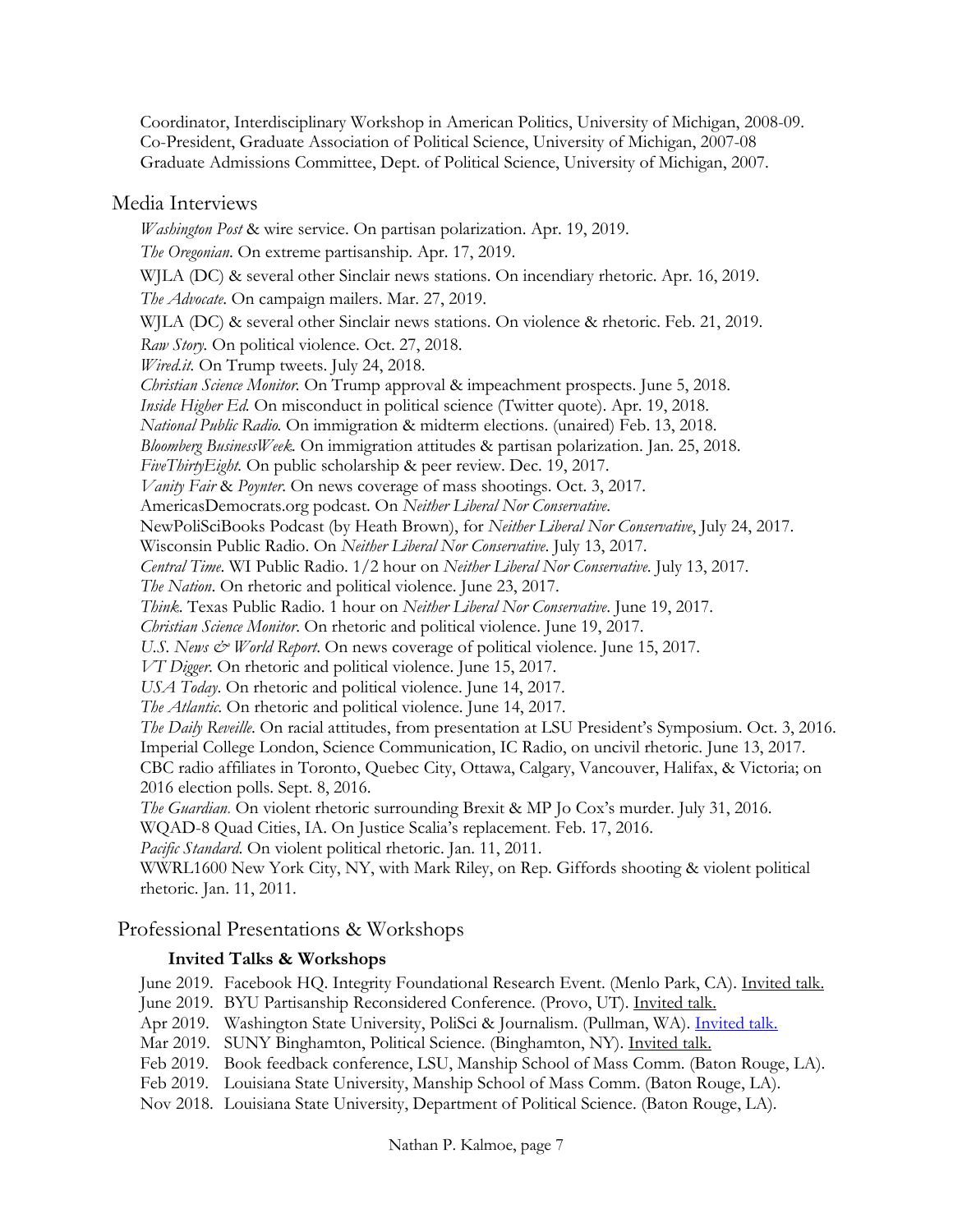Coordinator, Interdisciplinary Workshop in American Politics, University of Michigan, 2008-09.
Co-President, Graduate Association of Political Science, University of Michigan, 2007-08
Graduate Admissions Committee, Dept. of Political Science, University of Michigan, 2007.

## Media Interviews

*Washington Post* & wire service. On partisan polarization. Apr. 19, 2019.
*The Oregonian*. On extreme partisanship. Apr. 17, 2019.
WJLA (DC) & several other Sinclair news stations. On incendiary rhetoric. Apr. 16, 2019.
*The Advocate*. On campaign mailers. Mar. 27, 2019.
WJLA (DC) & several other Sinclair news stations. On violence & rhetoric. Feb. 21, 2019.
*Raw Story*. On political violence. Oct. 27, 2018.
*Wired.it*. On Trump tweets. July 24, 2018.
*Christian Science Monitor*. On Trump approval & impeachment prospects. June 5, 2018.
*Inside Higher Ed*. On misconduct in political science (Twitter quote). Apr. 19, 2018.
*National Public Radio*. On immigration & midterm elections. (unaired) Feb. 13, 2018.
*Bloomberg BusinessWeek*. On immigration attitudes & partisan polarization. Jan. 25, 2018.
*FiveThirtyEight*. On public scholarship & peer review. Dec. 19, 2017.
*Vanity Fair* & *Poynter*. On news coverage of mass shootings. Oct. 3, 2017.
AmericasDemocrats.org podcast. On *Neither Liberal Nor Conservative*.
NewPoliSciBooks Podcast (by Heath Brown), for *Neither Liberal Nor Conservative*, July 24, 2017.
Wisconsin Public Radio. On *Neither Liberal Nor Conservative*. July 13, 2017.
*Central Time*. WI Public Radio. 1/2 hour on *Neither Liberal Nor Conservative*. July 13, 2017.
*The Nation*. On rhetoric and political violence. June 23, 2017.
*Think*. Texas Public Radio. 1 hour on *Neither Liberal Nor Conservative*. June 19, 2017.
*Christian Science Monitor*. On rhetoric and political violence. June 19, 2017.
*U.S. News & World Report*. On news coverage of political violence. June 15, 2017.
*VT Digger*. On rhetoric and political violence. June 15, 2017.
*USA Today*. On rhetoric and political violence. June 14, 2017.
*The Atlantic*. On rhetoric and political violence. June 14, 2017.
*The Daily Reveille*. On racial attitudes, from presentation at LSU President's Symposium. Oct. 3, 2016.
Imperial College London, Science Communication, IC Radio, on uncivil rhetoric. June 13, 2017.
CBC radio affiliates in Toronto, Quebec City, Ottawa, Calgary, Vancouver, Halifax, & Victoria; on 2016 election polls. Sept. 8, 2016.
*The Guardian*. On violent rhetoric surrounding Brexit & MP Jo Cox's murder. July 31, 2016.
WQAD-8 Quad Cities, IA. On Justice Scalia's replacement. Feb. 17, 2016.
*Pacific Standard*. On violent political rhetoric. Jan. 11, 2011.
WWRL1600 New York City, NY, with Mark Riley, on Rep. Giffords shooting & violent political rhetoric. Jan. 11, 2011.

## Professional Presentations & Workshops

### **Invited Talks & Workshops**

June 2019. Facebook HQ. Integrity Foundational Research Event. (Menlo Park, CA). Invited talk.
June 2019. BYU Partisanship Reconsidered Conference. (Provo, UT). Invited talk.
Apr 2019. Washington State University, PoliSci & Journalism. (Pullman, WA). Invited talk.
Mar 2019. SUNY Binghamton, Political Science. (Binghamton, NY). Invited talk.
Feb 2019. Book feedback conference, LSU, Manship School of Mass Comm. (Baton Rouge, LA).
Feb 2019. Louisiana State University, Manship School of Mass Comm. (Baton Rouge, LA).
Nov 2018. Louisiana State University, Department of Political Science. (Baton Rouge, LA).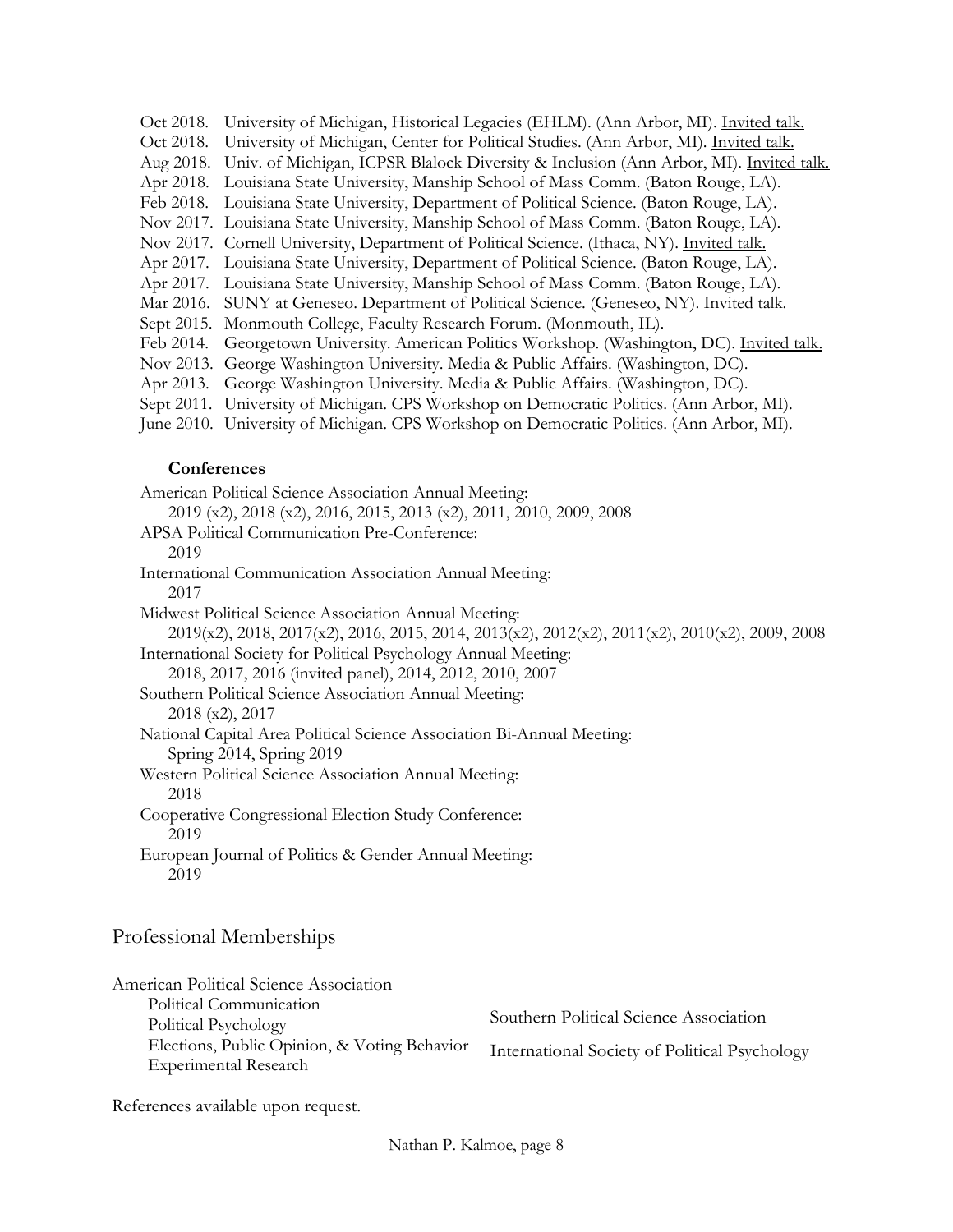Oct 2018. University of Michigan, Historical Legacies (EHLM). (Ann Arbor, MI). Invited talk.
Oct 2018. University of Michigan, Center for Political Studies. (Ann Arbor, MI). Invited talk.
Aug 2018. Univ. of Michigan, ICPSR Blalock Diversity & Inclusion (Ann Arbor, MI). Invited talk.
Apr 2018. Louisiana State University, Manship School of Mass Comm. (Baton Rouge, LA).
Feb 2018. Louisiana State University, Department of Political Science. (Baton Rouge, LA).
Nov 2017. Louisiana State University, Manship School of Mass Comm. (Baton Rouge, LA).
Nov 2017. Cornell University, Department of Political Science. (Ithaca, NY). Invited talk.
Apr 2017. Louisiana State University, Department of Political Science. (Baton Rouge, LA).
Apr 2017. Louisiana State University, Manship School of Mass Comm. (Baton Rouge, LA).
Mar 2016. SUNY at Geneseo. Department of Political Science. (Geneseo, NY). Invited talk.
Sept 2015. Monmouth College, Faculty Research Forum. (Monmouth, IL).
Feb 2014. Georgetown University. American Politics Workshop. (Washington, DC). Invited talk.
Nov 2013. George Washington University. Media & Public Affairs. (Washington, DC).
Apr 2013. George Washington University. Media & Public Affairs. (Washington, DC).
Sept 2011. University of Michigan. CPS Workshop on Democratic Politics. (Ann Arbor, MI).
June 2010. University of Michigan. CPS Workshop on Democratic Politics. (Ann Arbor, MI).

### Conferences

American Political Science Association Annual Meeting:
2019 (x2), 2018 (x2), 2016, 2015, 2013 (x2), 2011, 2010, 2009, 2008
APSA Political Communication Pre-Conference:
2019
International Communication Association Annual Meeting:
2017
Midwest Political Science Association Annual Meeting:
2019(x2), 2018, 2017(x2), 2016, 2015, 2014, 2013(x2), 2012(x2), 2011(x2), 2010(x2), 2009, 2008
International Society for Political Psychology Annual Meeting:
2018, 2017, 2016 (invited panel), 2014, 2012, 2010, 2007
Southern Political Science Association Annual Meeting:
2018 (x2), 2017
National Capital Area Political Science Association Bi-Annual Meeting:
Spring 2014, Spring 2019
Western Political Science Association Annual Meeting:
2018
Cooperative Congressional Election Study Conference:
2019
European Journal of Politics & Gender Annual Meeting:
2019

## Professional Memberships

American Political Science Association
- Political Communication
- Political Psychology
- Elections, Public Opinion, & Voting Behavior
- Experimental Research

Southern Political Science Association
International Society of Political Psychology

References available upon request.